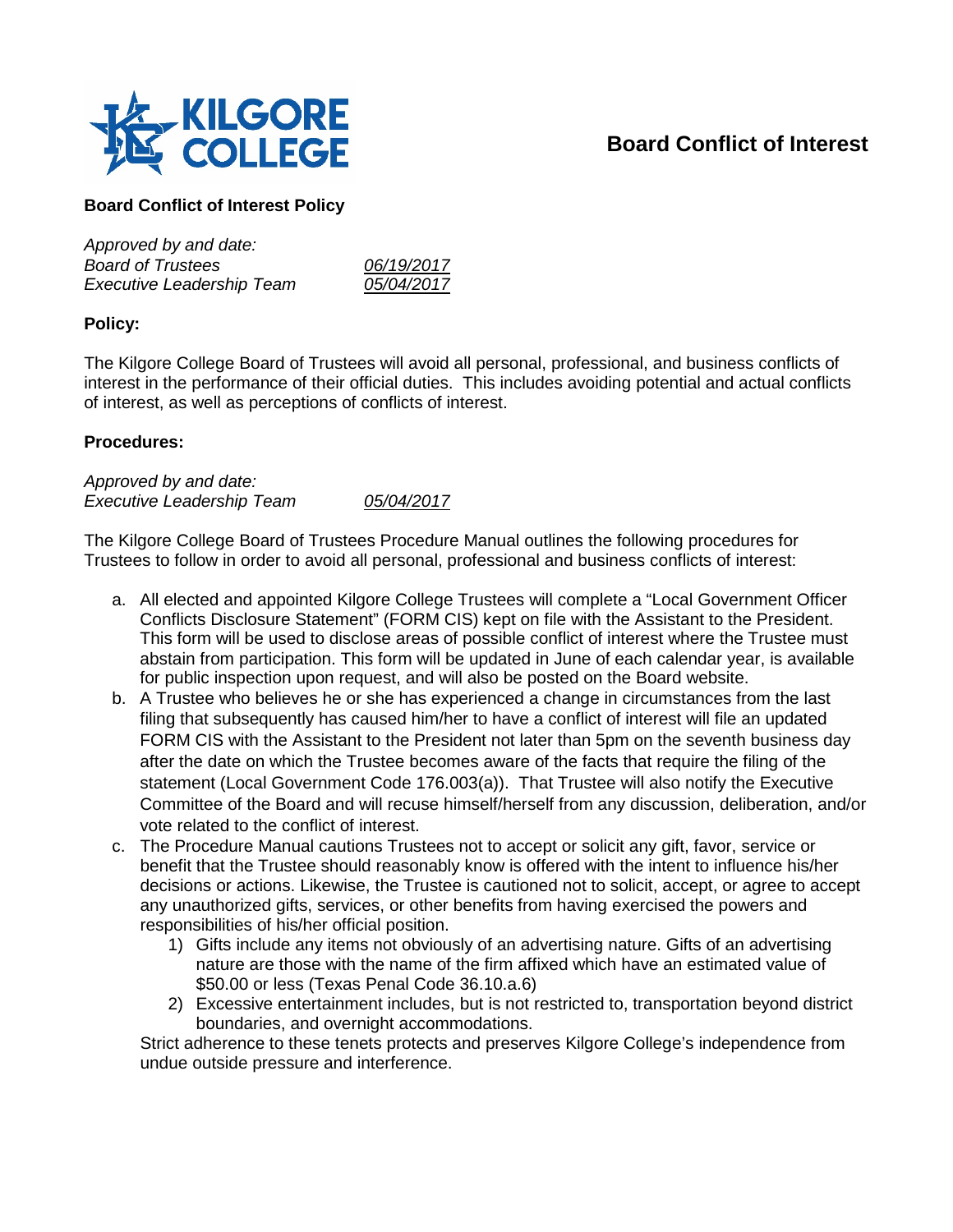# Board Conflict of Interest

## Board Conflict of Interest Policy

*Approved by and date:*
*Board of Trustees* *06/19/2017*
*Executive Leadership Team* *05/04/2017*

### Policy:

The Kilgore College Board of Trustees will avoid all personal, professional, and business conflicts of interest in the performance of their official duties. This includes avoiding potential and actual conflicts of interest, as well as perceptions of conflicts of interest.

### Procedures:

*Approved by and date:*
*Executive Leadership Team* *05/04/2017*

The Kilgore College Board of Trustees Procedure Manual outlines the following procedures for Trustees to follow in order to avoid all personal, professional and business conflicts of interest:

a. All elected and appointed Kilgore College Trustees will complete a "Local Government Officer Conflicts Disclosure Statement" (FORM CIS) kept on file with the Assistant to the President. This form will be used to disclose areas of possible conflict of interest where the Trustee must abstain from participation. This form will be updated in June of each calendar year, is available for public inspection upon request, and will also be posted on the Board website.
b. A Trustee who believes he or she has experienced a change in circumstances from the last filing that subsequently has caused him/her to have a conflict of interest will file an updated FORM CIS with the Assistant to the President not later than 5pm on the seventh business day after the date on which the Trustee becomes aware of the facts that require the filing of the statement (Local Government Code 176.003(a)). That Trustee will also notify the Executive Committee of the Board and will recuse himself/herself from any discussion, deliberation, and/or vote related to the conflict of interest.
c. The Procedure Manual cautions Trustees not to accept or solicit any gift, favor, service or benefit that the Trustee should reasonably know is offered with the intent to influence his/her decisions or actions. Likewise, the Trustee is cautioned not to solicit, accept, or agree to accept any unauthorized gifts, services, or other benefits from having exercised the powers and responsibilities of his/her official position.
    1) Gifts include any items not obviously of an advertising nature. Gifts of an advertising nature are those with the name of the firm affixed which have an estimated value of $50.00 or less (Texas Penal Code 36.10.a.6)
    2) Excessive entertainment includes, but is not restricted to, transportation beyond district boundaries, and overnight accommodations.

   Strict adherence to these tenets protects and preserves Kilgore College's independence from undue outside pressure and interference.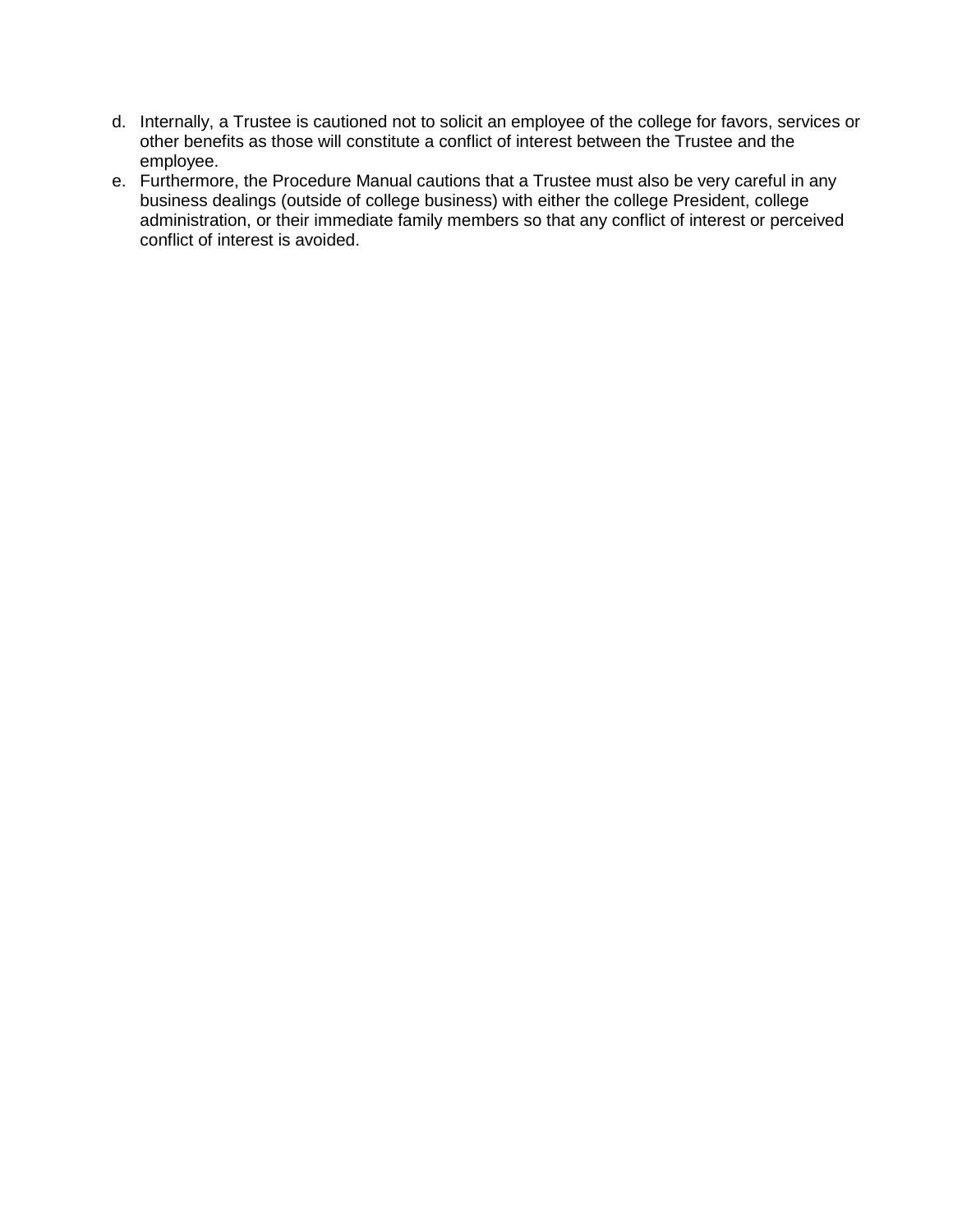d. Internally, a Trustee is cautioned not to solicit an employee of the college for favors, services or other benefits as those will constitute a conflict of interest between the Trustee and the employee.
e. Furthermore, the Procedure Manual cautions that a Trustee must also be very careful in any business dealings (outside of college business) with either the college President, college administration, or their immediate family members so that any conflict of interest or perceived conflict of interest is avoided.